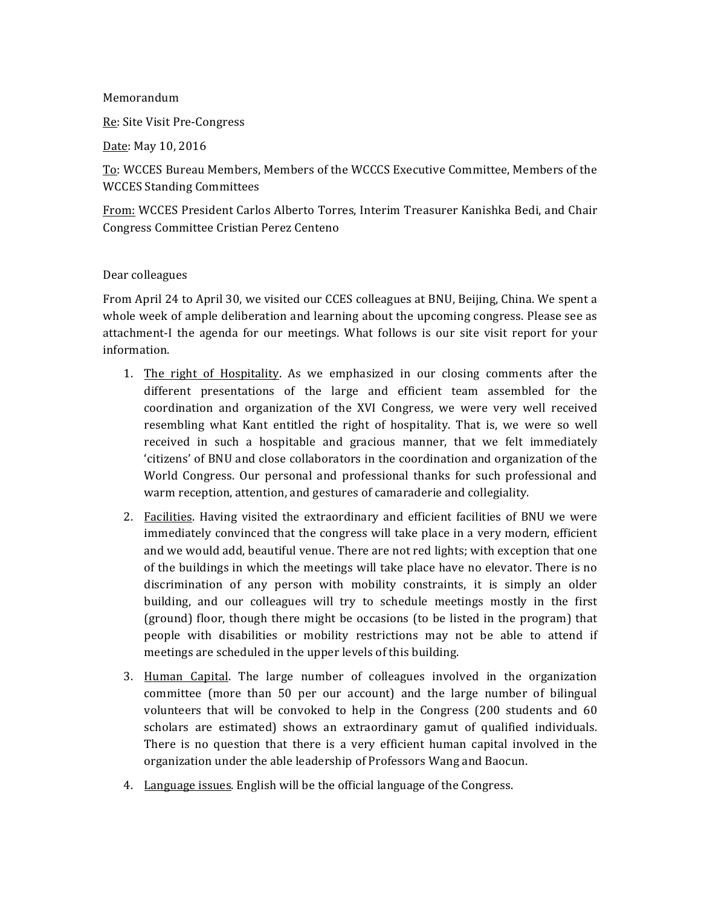Memorandum

Re: Site Visit Pre-Congress

Date: May 10, 2016

To: WCCES Bureau Members, Members of the WCCCS Executive Committee, Members of the WCCES Standing Committees

From: WCCES President Carlos Alberto Torres, Interim Treasurer Kanishka Bedi, and Chair Congress Committee Cristian Perez Centeno

Dear colleagues

From April 24 to April 30, we visited our CCES colleagues at BNU, Beijing, China. We spent a whole week of ample deliberation and learning about the upcoming congress. Please see as attachment-I the agenda for our meetings. What follows is our site visit report for your information.

1. The right of Hospitality. As we emphasized in our closing comments after the different presentations of the large and efficient team assembled for the coordination and organization of the XVI Congress, we were very well received resembling what Kant entitled the right of hospitality. That is, we were so well received in such a hospitable and gracious manner, that we felt immediately 'citizens' of BNU and close collaborators in the coordination and organization of the World Congress. Our personal and professional thanks for such professional and warm reception, attention, and gestures of camaraderie and collegiality.

2. Facilities. Having visited the extraordinary and efficient facilities of BNU we were immediately convinced that the congress will take place in a very modern, efficient and we would add, beautiful venue. There are not red lights; with exception that one of the buildings in which the meetings will take place have no elevator. There is no discrimination of any person with mobility constraints, it is simply an older building, and our colleagues will try to schedule meetings mostly in the first (ground) floor, though there might be occasions (to be listed in the program) that people with disabilities or mobility restrictions may not be able to attend if meetings are scheduled in the upper levels of this building.

3. Human Capital. The large number of colleagues involved in the organization committee (more than 50 per our account) and the large number of bilingual volunteers that will be convoked to help in the Congress (200 students and 60 scholars are estimated) shows an extraordinary gamut of qualified individuals. There is no question that there is a very efficient human capital involved in the organization under the able leadership of Professors Wang and Baocun.

4. Language issues. English will be the official language of the Congress.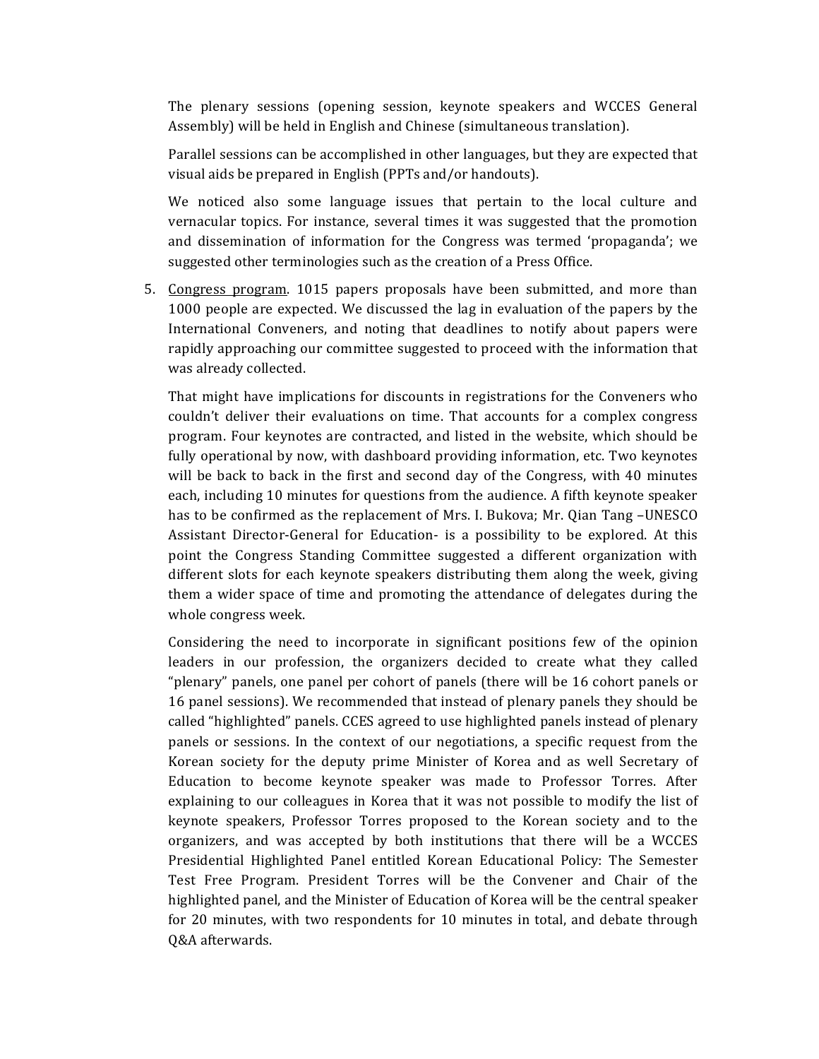The plenary sessions (opening session, keynote speakers and WCCES General Assembly) will be held in English and Chinese (simultaneous translation).

Parallel sessions can be accomplished in other languages, but they are expected that visual aids be prepared in English (PPTs and/or handouts).

We noticed also some language issues that pertain to the local culture and vernacular topics. For instance, several times it was suggested that the promotion and dissemination of information for the Congress was termed 'propaganda'; we suggested other terminologies such as the creation of a Press Office.

5. Congress program. 1015 papers proposals have been submitted, and more than 1000 people are expected. We discussed the lag in evaluation of the papers by the International Conveners, and noting that deadlines to notify about papers were rapidly approaching our committee suggested to proceed with the information that was already collected.

   That might have implications for discounts in registrations for the Conveners who couldn't deliver their evaluations on time. That accounts for a complex congress program. Four keynotes are contracted, and listed in the website, which should be fully operational by now, with dashboard providing information, etc. Two keynotes will be back to back in the first and second day of the Congress, with 40 minutes each, including 10 minutes for questions from the audience. A fifth keynote speaker has to be confirmed as the replacement of Mrs. I. Bukova; Mr. Qian Tang –UNESCO Assistant Director-General for Education- is a possibility to be explored. At this point the Congress Standing Committee suggested a different organization with different slots for each keynote speakers distributing them along the week, giving them a wider space of time and promoting the attendance of delegates during the whole congress week.

   Considering the need to incorporate in significant positions few of the opinion leaders in our profession, the organizers decided to create what they called "plenary" panels, one panel per cohort of panels (there will be 16 cohort panels or 16 panel sessions). We recommended that instead of plenary panels they should be called "highlighted" panels. CCES agreed to use highlighted panels instead of plenary panels or sessions. In the context of our negotiations, a specific request from the Korean society for the deputy prime Minister of Korea and as well Secretary of Education to become keynote speaker was made to Professor Torres. After explaining to our colleagues in Korea that it was not possible to modify the list of keynote speakers, Professor Torres proposed to the Korean society and to the organizers, and was accepted by both institutions that there will be a WCCES Presidential Highlighted Panel entitled Korean Educational Policy: The Semester Test Free Program. President Torres will be the Convener and Chair of the highlighted panel, and the Minister of Education of Korea will be the central speaker for 20 minutes, with two respondents for 10 minutes in total, and debate through Q&A afterwards.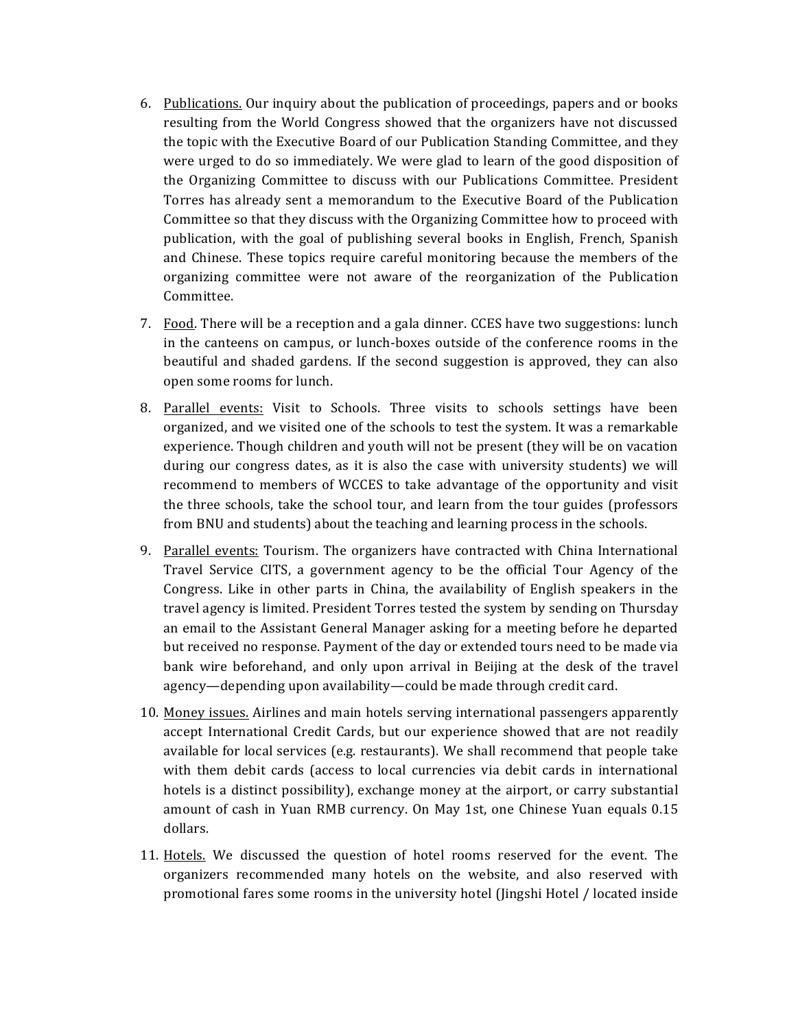6. <u>Publications.</u> Our inquiry about the publication of proceedings, papers and or books resulting from the World Congress showed that the organizers have not discussed the topic with the Executive Board of our Publication Standing Committee, and they were urged to do so immediately. We were glad to learn of the good disposition of the Organizing Committee to discuss with our Publications Committee. President Torres has already sent a memorandum to the Executive Board of the Publication Committee so that they discuss with the Organizing Committee how to proceed with publication, with the goal of publishing several books in English, French, Spanish and Chinese. These topics require careful monitoring because the members of the organizing committee were not aware of the reorganization of the Publication Committee.

7. <u>Food</u>. There will be a reception and a gala dinner. CCES have two suggestions: lunch in the canteens on campus, or lunch-boxes outside of the conference rooms in the beautiful and shaded gardens. If the second suggestion is approved, they can also open some rooms for lunch.

8. <u>Parallel events:</u> Visit to Schools. Three visits to schools settings have been organized, and we visited one of the schools to test the system. It was a remarkable experience. Though children and youth will not be present (they will be on vacation during our congress dates, as it is also the case with university students) we will recommend to members of WCCES to take advantage of the opportunity and visit the three schools, take the school tour, and learn from the tour guides (professors from BNU and students) about the teaching and learning process in the schools.

9. <u>Parallel events:</u> Tourism. The organizers have contracted with China International Travel Service CITS, a government agency to be the official Tour Agency of the Congress. Like in other parts in China, the availability of English speakers in the travel agency is limited. President Torres tested the system by sending on Thursday an email to the Assistant General Manager asking for a meeting before he departed but received no response. Payment of the day or extended tours need to be made via bank wire beforehand, and only upon arrival in Beijing at the desk of the travel agency—depending upon availability—could be made through credit card.

10. <u>Money issues.</u> Airlines and main hotels serving international passengers apparently accept International Credit Cards, but our experience showed that are not readily available for local services (e.g. restaurants). We shall recommend that people take with them debit cards (access to local currencies via debit cards in international hotels is a distinct possibility), exchange money at the airport, or carry substantial amount of cash in Yuan RMB currency. On May 1st, one Chinese Yuan equals 0.15 dollars.

11. <u>Hotels.</u> We discussed the question of hotel rooms reserved for the event. The organizers recommended many hotels on the website, and also reserved with promotional fares some rooms in the university hotel (Jingshi Hotel / located inside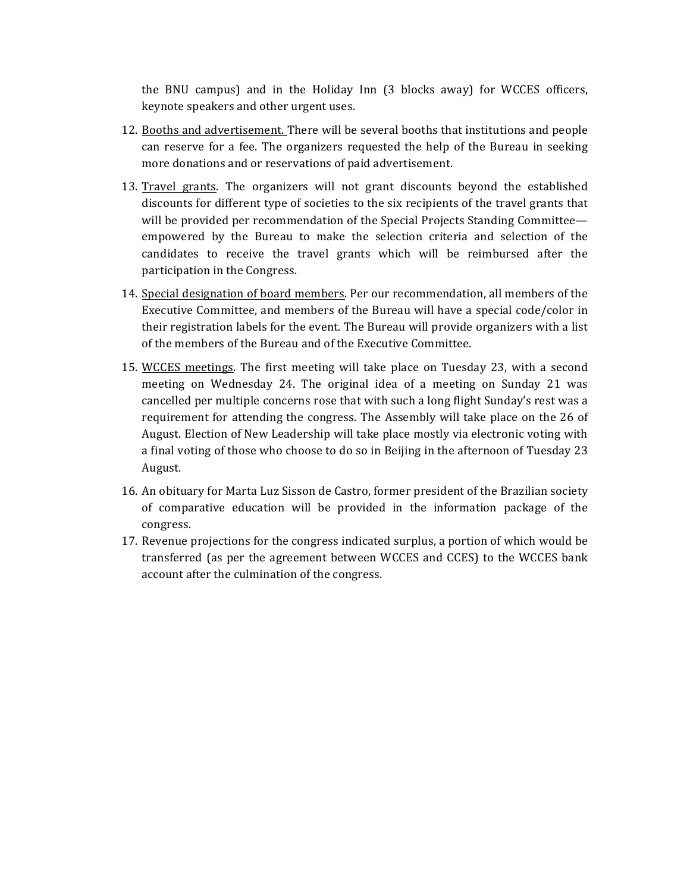the BNU campus) and in the Holiday Inn (3 blocks away) for WCCES officers, keynote speakers and other urgent uses.

12. <u>Booths and advertisement.</u> There will be several booths that institutions and people can reserve for a fee. The organizers requested the help of the Bureau in seeking more donations and or reservations of paid advertisement.

13. <u>Travel grants</u>. The organizers will not grant discounts beyond the established discounts for different type of societies to the six recipients of the travel grants that will be provided per recommendation of the Special Projects Standing Committee—empowered by the Bureau to make the selection criteria and selection of the candidates to receive the travel grants which will be reimbursed after the participation in the Congress.

14. <u>Special designation of board members</u>. Per our recommendation, all members of the Executive Committee, and members of the Bureau will have a special code/color in their registration labels for the event. The Bureau will provide organizers with a list of the members of the Bureau and of the Executive Committee.

15. <u>WCCES meetings</u>. The first meeting will take place on Tuesday 23, with a second meeting on Wednesday 24. The original idea of a meeting on Sunday 21 was cancelled per multiple concerns rose that with such a long flight Sunday's rest was a requirement for attending the congress. The Assembly will take place on the 26 of August. Election of New Leadership will take place mostly via electronic voting with a final voting of those who choose to do so in Beijing in the afternoon of Tuesday 23 August.

16. An obituary for Marta Luz Sisson de Castro, former president of the Brazilian society of comparative education will be provided in the information package of the congress.

17. Revenue projections for the congress indicated surplus, a portion of which would be transferred (as per the agreement between WCCES and CCES) to the WCCES bank account after the culmination of the congress.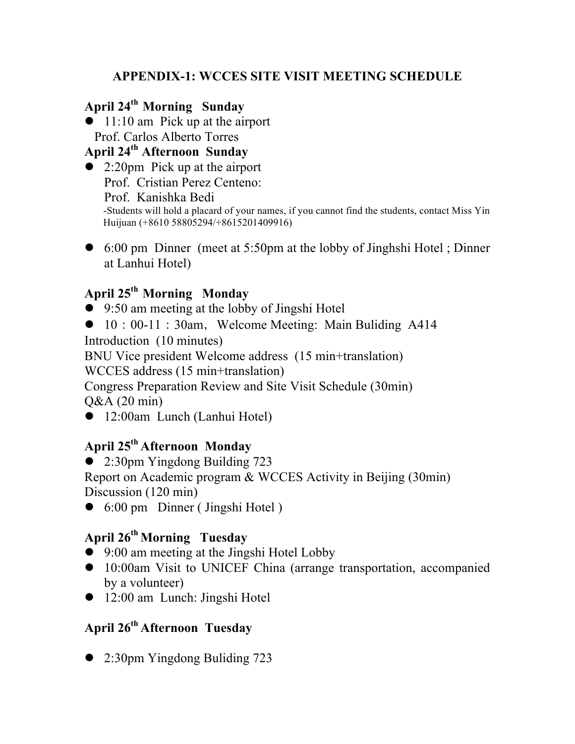## APPENDIX-1: WCCES SITE VISIT MEETING SCHEDULE

**April 24th Morning Sunday**

- 11:10 am Pick up at the airport
  Prof. Carlos Alberto Torres

**April 24th Afternoon Sunday**

- 2:20pm Pick up at the airport
  Prof. Cristian Perez Centeno:
  Prof. Kanishka Bedi
  -Students will hold a placard of your names, if you cannot find the students, contact Miss Yin Huijuan (+8610 58805294/+8615201409916)

- 6:00 pm Dinner (meet at 5:50pm at the lobby of Jinghshi Hotel ; Dinner at Lanhui Hotel)

**April 25th Morning Monday**

- 9:50 am meeting at the lobby of Jingshi Hotel
- 10：00-11：30am, Welcome Meeting: Main Buliding A414

Introduction (10 minutes)
BNU Vice president Welcome address (15 min+translation)
WCCES address (15 min+translation)
Congress Preparation Review and Site Visit Schedule (30min)
Q&A (20 min)

- 12:00am Lunch (Lanhui Hotel)

**April 25th Afternoon Monday**

- 2:30pm Yingdong Building 723

Report on Academic program & WCCES Activity in Beijing (30min)
Discussion (120 min)

- 6:00 pm Dinner ( Jingshi Hotel )

**April 26th Morning Tuesday**

- 9:00 am meeting at the Jingshi Hotel Lobby
- 10:00am Visit to UNICEF China (arrange transportation, accompanied by a volunteer)
- 12:00 am Lunch: Jingshi Hotel

**April 26th Afternoon Tuesday**

- 2:30pm Yingdong Buliding 723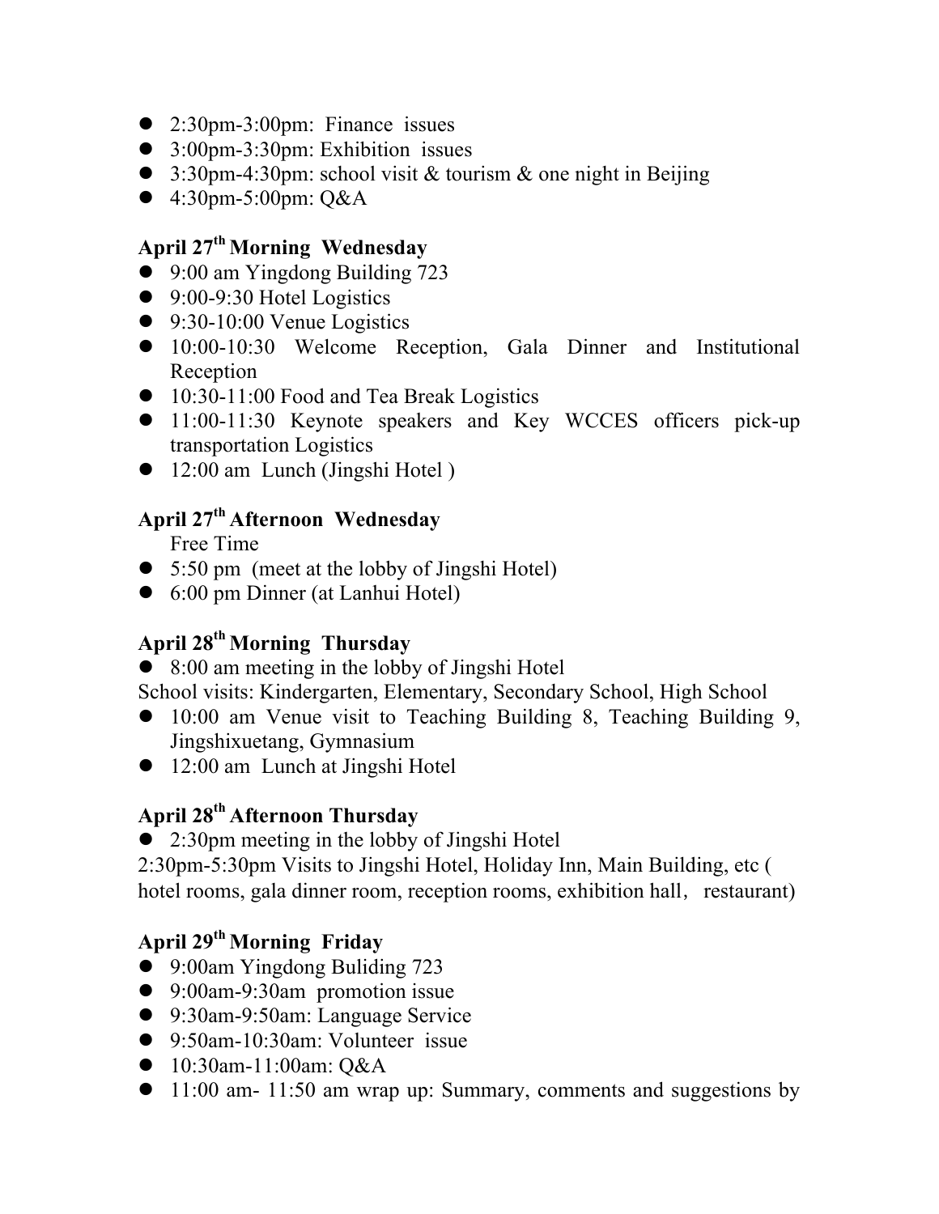- 2:30pm-3:00pm: Finance issues
- 3:00pm-3:30pm: Exhibition issues
- 3:30pm-4:30pm: school visit & tourism & one night in Beijing
- 4:30pm-5:00pm: Q&A

### April 27th Morning Wednesday

- 9:00 am Yingdong Building 723
- 9:00-9:30 Hotel Logistics
- 9:30-10:00 Venue Logistics
- 10:00-10:30 Welcome Reception, Gala Dinner and Institutional Reception
- 10:30-11:00 Food and Tea Break Logistics
- 11:00-11:30 Keynote speakers and Key WCCES officers pick-up transportation Logistics
- 12:00 am Lunch (Jingshi Hotel )

### April 27th Afternoon Wednesday

Free Time

- 5:50 pm (meet at the lobby of Jingshi Hotel)
- 6:00 pm Dinner (at Lanhui Hotel)

### April 28th Morning Thursday

- 8:00 am meeting in the lobby of Jingshi Hotel

School visits: Kindergarten, Elementary, Secondary School, High School

- 10:00 am Venue visit to Teaching Building 8, Teaching Building 9, Jingshixuetang, Gymnasium
- 12:00 am Lunch at Jingshi Hotel

### April 28th Afternoon Thursday

- 2:30pm meeting in the lobby of Jingshi Hotel

2:30pm-5:30pm Visits to Jingshi Hotel, Holiday Inn, Main Building, etc ( hotel rooms, gala dinner room, reception rooms, exhibition hall， restaurant)

### April 29th Morning Friday

- 9:00am Yingdong Buliding 723
- 9:00am-9:30am promotion issue
- 9:30am-9:50am: Language Service
- 9:50am-10:30am: Volunteer issue
- 10:30am-11:00am: Q&A
- 11:00 am- 11:50 am wrap up: Summary, comments and suggestions by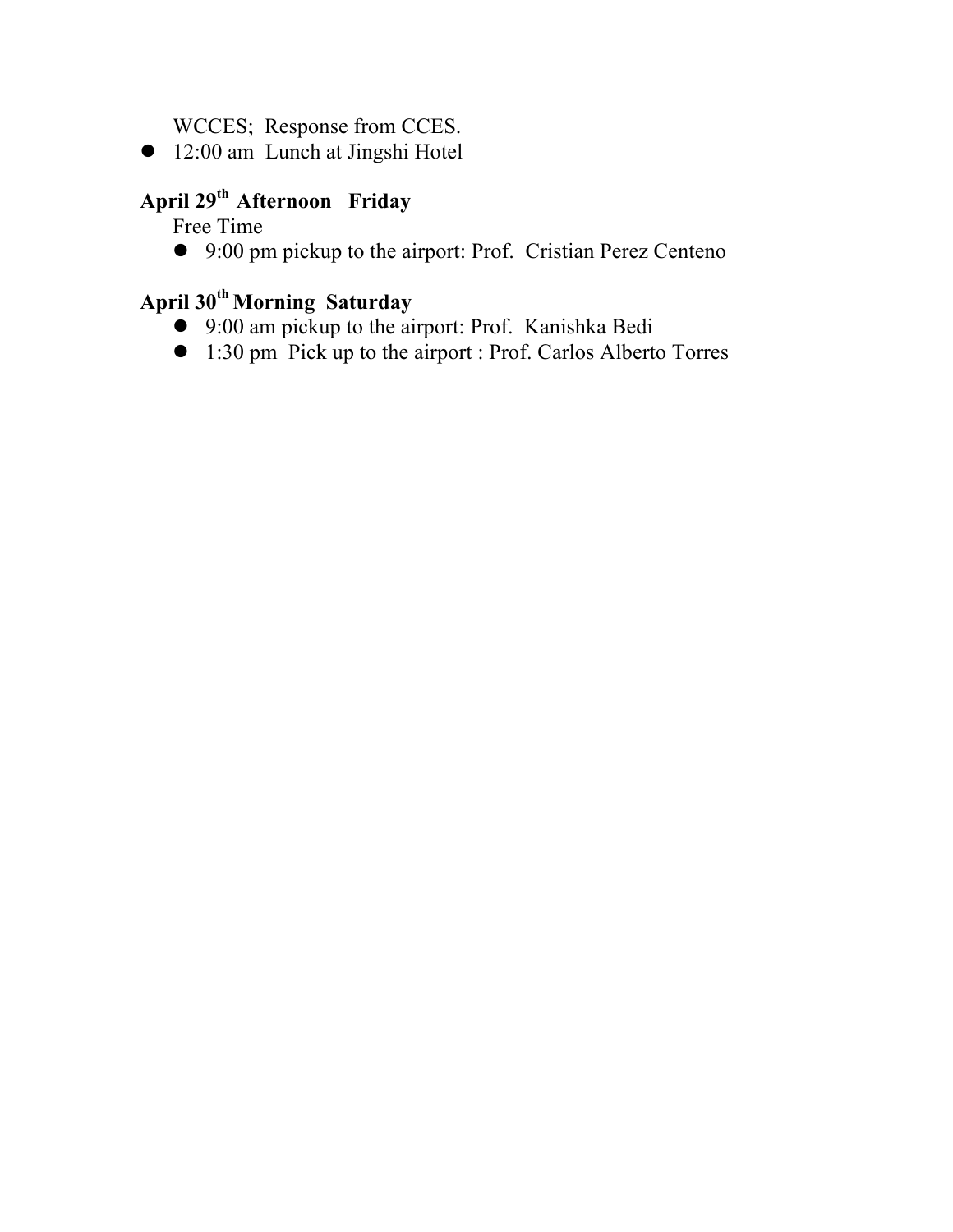WCCES; Response from CCES.

- 12:00 am Lunch at Jingshi Hotel

**April 29th Afternoon Friday**

Free Time

- 9:00 pm pickup to the airport: Prof. Cristian Perez Centeno

**April 30th Morning Saturday**

- 9:00 am pickup to the airport: Prof. Kanishka Bedi
- 1:30 pm Pick up to the airport : Prof. Carlos Alberto Torres